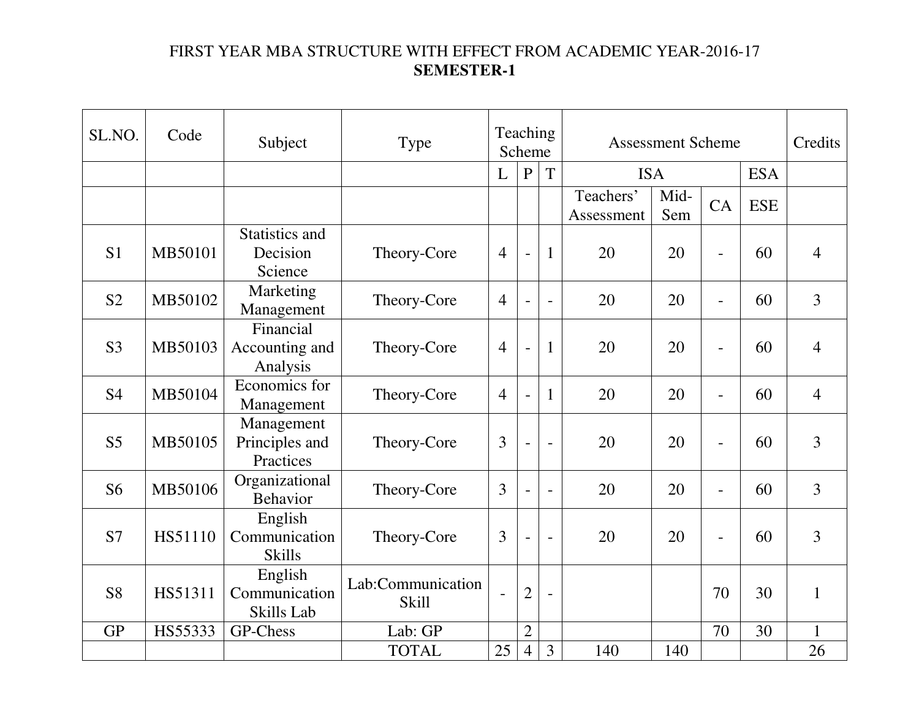FIRST YEAR MBA STRUCTURE WITH EFFECT FROM ACADEMIC YEAR-2016-17

**SEMESTER-1**

| SL.NO. | Code | Subject | Type | Teaching Scheme | | | Assessment Scheme | | | | Credits |
|---|---|---|---|---|---|---|---|---|---|---|---|
| | | | | L | P | T | ISA | | | ESA | |
| | | | | | | | Teachers' Assessment | Mid-Sem | CA | ESE | |
| S1 | MB50101 | Statistics and Decision Science | Theory-Core | 4 | - | 1 | 20 | 20 | - | 60 | 4 |
| S2 | MB50102 | Marketing Management | Theory-Core | 4 | - | - | 20 | 20 | - | 60 | 3 |
| S3 | MB50103 | Financial Accounting and Analysis | Theory-Core | 4 | - | 1 | 20 | 20 | - | 60 | 4 |
| S4 | MB50104 | Economics for Management | Theory-Core | 4 | - | 1 | 20 | 20 | - | 60 | 4 |
| S5 | MB50105 | Management Principles and Practices | Theory-Core | 3 | - | - | 20 | 20 | - | 60 | 3 |
| S6 | MB50106 | Organizational Behavior | Theory-Core | 3 | - | - | 20 | 20 | - | 60 | 3 |
| S7 | HS51110 | English Communication Skills | Theory-Core | 3 | - | - | 20 | 20 | - | 60 | 3 |
| S8 | HS51311 | English Communication Skills Lab | Lab:Communication Skill | - | 2 | - | | | 70 | 30 | 1 |
| GP | HS55333 | GP-Chess | Lab: GP | | 2 | | | | 70 | 30 | 1 |
| | | | TOTAL | 25 | 4 | 3 | 140 | 140 | | | 26 |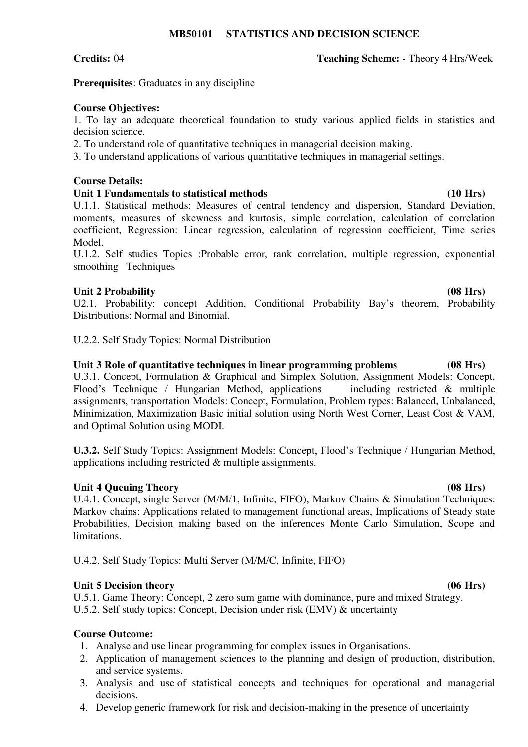## MB50101 STATISTICS AND DECISION SCIENCE

**Credits:** 04 **Teaching Scheme: -** Theory 4 Hrs/Week

**Prerequisites**: Graduates in any discipline

**Course Objectives:**

1. To lay an adequate theoretical foundation to study various applied fields in statistics and decision science.
2. To understand role of quantitative techniques in managerial decision making.
3. To understand applications of various quantitative techniques in managerial settings.

**Course Details:**

**Unit 1 Fundamentals to statistical methods (10 Hrs)**

U.1.1. Statistical methods: Measures of central tendency and dispersion, Standard Deviation, moments, measures of skewness and kurtosis, simple correlation, calculation of correlation coefficient, Regression: Linear regression, calculation of regression coefficient, Time series Model.

U.1.2. Self studies Topics :Probable error, rank correlation, multiple regression, exponential smoothing Techniques

**Unit 2 Probability (08 Hrs)**

U2.1. Probability: concept Addition, Conditional Probability Bay's theorem, Probability Distributions: Normal and Binomial.

U.2.2. Self Study Topics: Normal Distribution

**Unit 3 Role of quantitative techniques in linear programming problems (08 Hrs)**

U.3.1. Concept, Formulation & Graphical and Simplex Solution, Assignment Models: Concept, Flood's Technique / Hungarian Method, applications including restricted & multiple assignments, transportation Models: Concept, Formulation, Problem types: Balanced, Unbalanced, Minimization, Maximization Basic initial solution using North West Corner, Least Cost & VAM, and Optimal Solution using MODI.

**U.3.2.** Self Study Topics: Assignment Models: Concept, Flood's Technique / Hungarian Method, applications including restricted & multiple assignments.

**Unit 4 Queuing Theory (08 Hrs)**

U.4.1. Concept, single Server (M/M/1, Infinite, FIFO), Markov Chains & Simulation Techniques: Markov chains: Applications related to management functional areas, Implications of Steady state Probabilities, Decision making based on the inferences Monte Carlo Simulation, Scope and limitations.

U.4.2. Self Study Topics: Multi Server (M/M/C, Infinite, FIFO)

**Unit 5 Decision theory (06 Hrs)**

U.5.1. Game Theory: Concept, 2 zero sum game with dominance, pure and mixed Strategy.

U.5.2. Self study topics: Concept, Decision under risk (EMV) & uncertainty

**Course Outcome:**

1. Analyse and use linear programming for complex issues in Organisations.
2. Application of management sciences to the planning and design of production, distribution, and service systems.
3. Analysis and use of statistical concepts and techniques for operational and managerial decisions.
4. Develop generic framework for risk and decision-making in the presence of uncertainty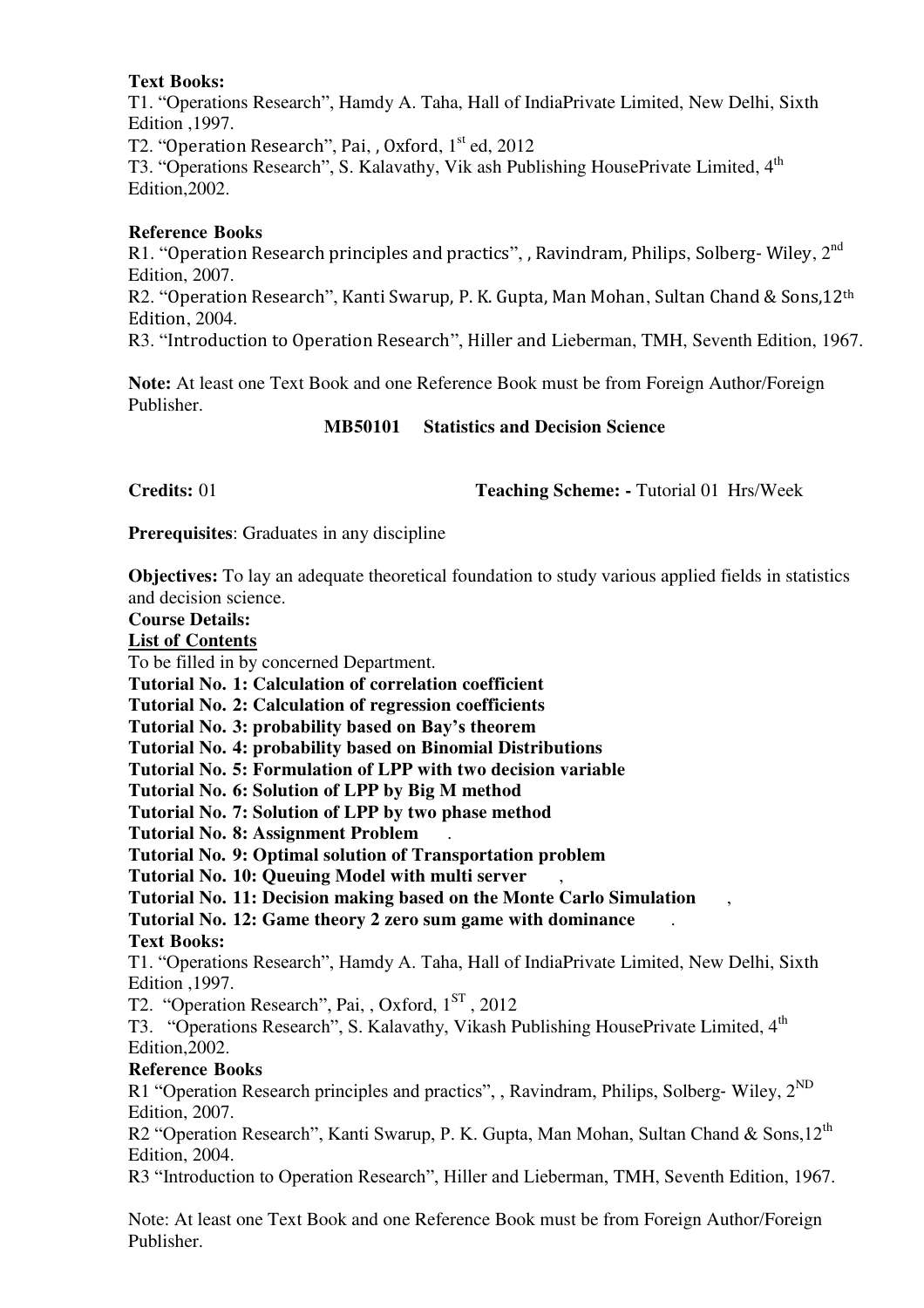**Text Books:**

T1. "Operations Research", Hamdy A. Taha, Hall of IndiaPrivate Limited, New Delhi, Sixth Edition ,1997.

T2. "Operation Research", Pai, , Oxford, 1st ed, 2012

T3. "Operations Research", S. Kalavathy, Vik ash Publishing HousePrivate Limited, 4th Edition,2002.

**Reference Books**

R1. "Operation Research principles and practics", , Ravindram, Philips, Solberg- Wiley, 2nd Edition, 2007.

R2. "Operation Research", Kanti Swarup, P. K. Gupta, Man Mohan, Sultan Chand & Sons,12th Edition, 2004.

R3. "Introduction to Operation Research", Hiller and Lieberman, TMH, Seventh Edition, 1967.

**Note:** At least one Text Book and one Reference Book must be from Foreign Author/Foreign Publisher.

## MB50101 Statistics and Decision Science

**Credits:** 01 **Teaching Scheme: -** Tutorial 01 Hrs/Week

**Prerequisites**: Graduates in any discipline

**Objectives:** To lay an adequate theoretical foundation to study various applied fields in statistics and decision science.

**Course Details:**

**List of Contents**

To be filled in by concerned Department.

**Tutorial No. 1: Calculation of correlation coefficient**

**Tutorial No. 2: Calculation of regression coefficients**

**Tutorial No. 3: probability based on Bay's theorem**

**Tutorial No. 4: probability based on Binomial Distributions**

**Tutorial No. 5: Formulation of LPP with two decision variable**

**Tutorial No. 6: Solution of LPP by Big M method**

**Tutorial No. 7: Solution of LPP by two phase method**

**Tutorial No. 8: Assignment Problem** .

**Tutorial No. 9: Optimal solution of Transportation problem**

**Tutorial No. 10: Queuing Model with multi server** ,

**Tutorial No. 11: Decision making based on the Monte Carlo Simulation** ,

**Tutorial No. 12: Game theory 2 zero sum game with dominance** .

**Text Books:**

T1. "Operations Research", Hamdy A. Taha, Hall of IndiaPrivate Limited, New Delhi, Sixth Edition ,1997.

T2. "Operation Research", Pai, , Oxford, 1ST , 2012

T3. "Operations Research", S. Kalavathy, Vikash Publishing HousePrivate Limited, 4th Edition,2002.

**Reference Books**

R1 "Operation Research principles and practics", , Ravindram, Philips, Solberg- Wiley, 2ND Edition, 2007.

R2 "Operation Research", Kanti Swarup, P. K. Gupta, Man Mohan, Sultan Chand & Sons,12th Edition, 2004.

R3 "Introduction to Operation Research", Hiller and Lieberman, TMH, Seventh Edition, 1967.

Note: At least one Text Book and one Reference Book must be from Foreign Author/Foreign Publisher.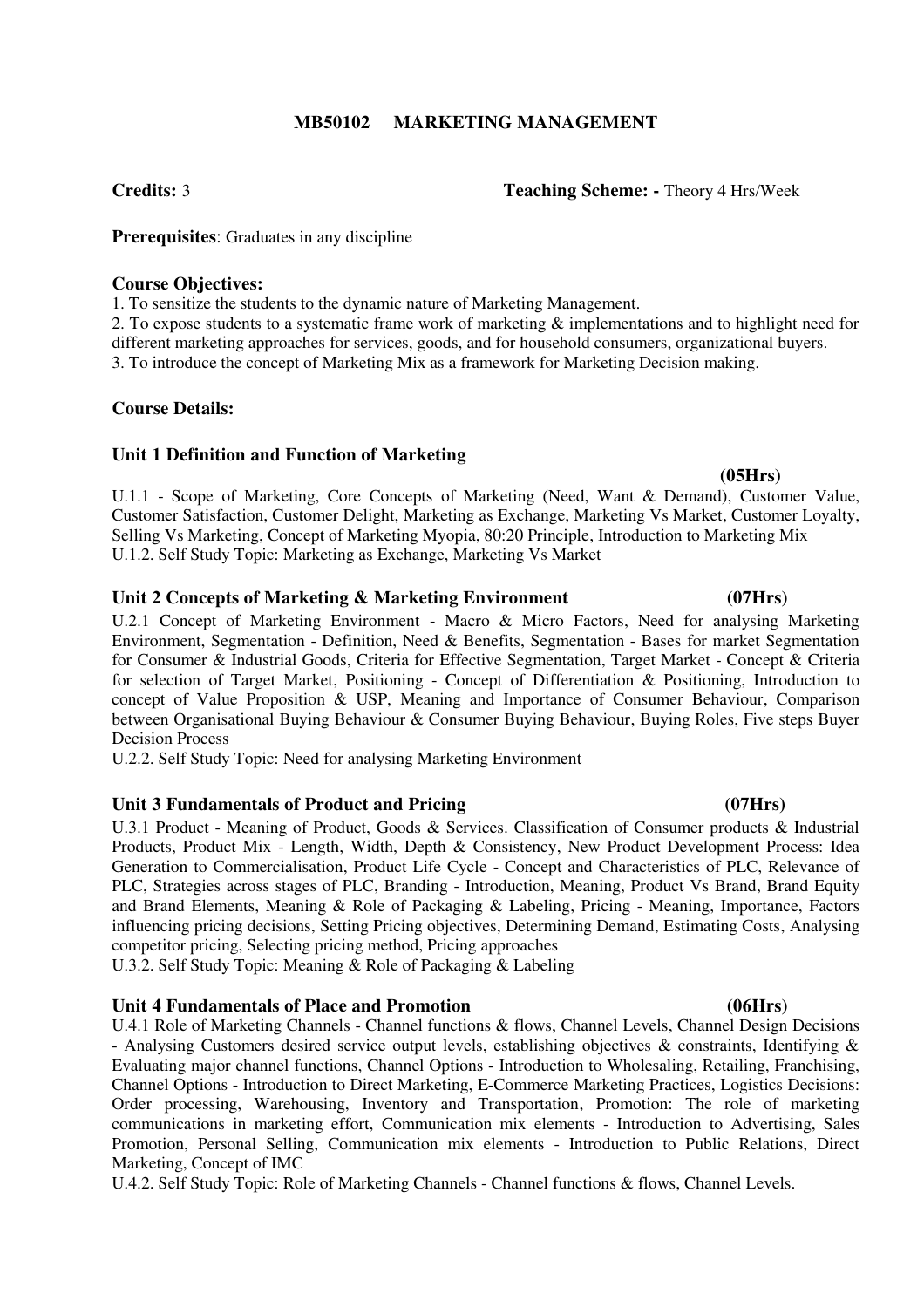# MB50102 MARKETING MANAGEMENT

**Credits:** 3 **Teaching Scheme: -** Theory 4 Hrs/Week

**Prerequisites**: Graduates in any discipline

**Course Objectives:**

1. To sensitize the students to the dynamic nature of Marketing Management.
2. To expose students to a systematic frame work of marketing & implementations and to highlight need for different marketing approaches for services, goods, and for household consumers, organizational buyers.
3. To introduce the concept of Marketing Mix as a framework for Marketing Decision making.

**Course Details:**

### Unit 1 Definition and Function of Marketing (05Hrs)

U.1.1 - Scope of Marketing, Core Concepts of Marketing (Need, Want & Demand), Customer Value, Customer Satisfaction, Customer Delight, Marketing as Exchange, Marketing Vs Market, Customer Loyalty, Selling Vs Marketing, Concept of Marketing Myopia, 80:20 Principle, Introduction to Marketing Mix

U.1.2. Self Study Topic: Marketing as Exchange, Marketing Vs Market

### Unit 2 Concepts of Marketing & Marketing Environment (07Hrs)

U.2.1 Concept of Marketing Environment - Macro & Micro Factors, Need for analysing Marketing Environment, Segmentation - Definition, Need & Benefits, Segmentation - Bases for market Segmentation for Consumer & Industrial Goods, Criteria for Effective Segmentation, Target Market - Concept & Criteria for selection of Target Market, Positioning - Concept of Differentiation & Positioning, Introduction to concept of Value Proposition & USP, Meaning and Importance of Consumer Behaviour, Comparison between Organisational Buying Behaviour & Consumer Buying Behaviour, Buying Roles, Five steps Buyer Decision Process

U.2.2. Self Study Topic: Need for analysing Marketing Environment

### Unit 3 Fundamentals of Product and Pricing (07Hrs)

U.3.1 Product - Meaning of Product, Goods & Services. Classification of Consumer products & Industrial Products, Product Mix - Length, Width, Depth & Consistency, New Product Development Process: Idea Generation to Commercialisation, Product Life Cycle - Concept and Characteristics of PLC, Relevance of PLC, Strategies across stages of PLC, Branding - Introduction, Meaning, Product Vs Brand, Brand Equity and Brand Elements, Meaning & Role of Packaging & Labeling, Pricing - Meaning, Importance, Factors influencing pricing decisions, Setting Pricing objectives, Determining Demand, Estimating Costs, Analysing competitor pricing, Selecting pricing method, Pricing approaches

U.3.2. Self Study Topic: Meaning & Role of Packaging & Labeling

### Unit 4 Fundamentals of Place and Promotion (06Hrs)

U.4.1 Role of Marketing Channels - Channel functions & flows, Channel Levels, Channel Design Decisions - Analysing Customers desired service output levels, establishing objectives & constraints, Identifying & Evaluating major channel functions, Channel Options - Introduction to Wholesaling, Retailing, Franchising, Channel Options - Introduction to Direct Marketing, E-Commerce Marketing Practices, Logistics Decisions: Order processing, Warehousing, Inventory and Transportation, Promotion: The role of marketing communications in marketing effort, Communication mix elements - Introduction to Advertising, Sales Promotion, Personal Selling, Communication mix elements - Introduction to Public Relations, Direct Marketing, Concept of IMC

U.4.2. Self Study Topic: Role of Marketing Channels - Channel functions & flows, Channel Levels.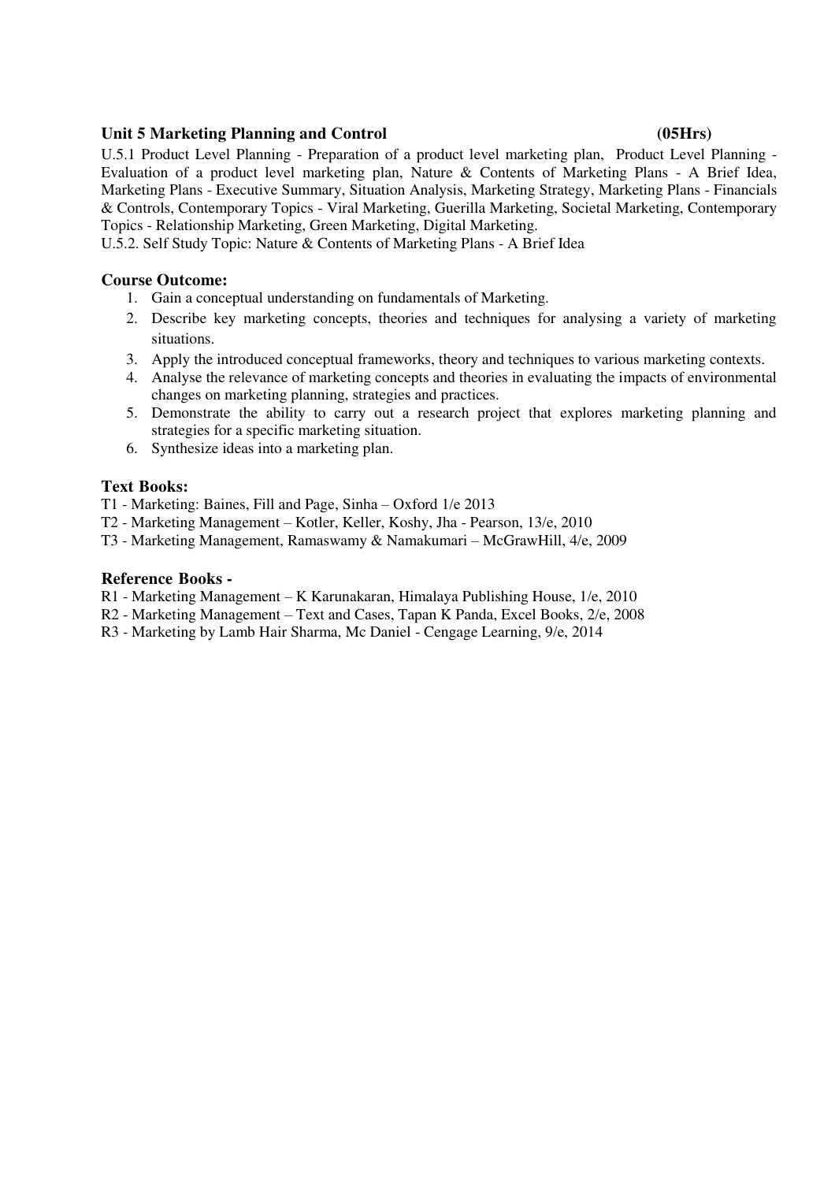**Unit 5 Marketing Planning and Control (05Hrs)**

U.5.1 Product Level Planning - Preparation of a product level marketing plan, Product Level Planning - Evaluation of a product level marketing plan, Nature & Contents of Marketing Plans - A Brief Idea, Marketing Plans - Executive Summary, Situation Analysis, Marketing Strategy, Marketing Plans - Financials & Controls, Contemporary Topics - Viral Marketing, Guerilla Marketing, Societal Marketing, Contemporary Topics - Relationship Marketing, Green Marketing, Digital Marketing.

U.5.2. Self Study Topic: Nature & Contents of Marketing Plans - A Brief Idea

### Course Outcome:

1. Gain a conceptual understanding on fundamentals of Marketing.
2. Describe key marketing concepts, theories and techniques for analysing a variety of marketing situations.
3. Apply the introduced conceptual frameworks, theory and techniques to various marketing contexts.
4. Analyse the relevance of marketing concepts and theories in evaluating the impacts of environmental changes on marketing planning, strategies and practices.
5. Demonstrate the ability to carry out a research project that explores marketing planning and strategies for a specific marketing situation.
6. Synthesize ideas into a marketing plan.

### Text Books:

T1 - Marketing: Baines, Fill and Page, Sinha – Oxford 1/e 2013

T2 - Marketing Management – Kotler, Keller, Koshy, Jha - Pearson, 13/e, 2010

T3 - Marketing Management, Ramaswamy & Namakumari – McGrawHill, 4/e, 2009

### Reference Books -

R1 - Marketing Management – K Karunakaran, Himalaya Publishing House, 1/e, 2010

R2 - Marketing Management – Text and Cases, Tapan K Panda, Excel Books, 2/e, 2008

R3 - Marketing by Lamb Hair Sharma, Mc Daniel - Cengage Learning, 9/e, 2014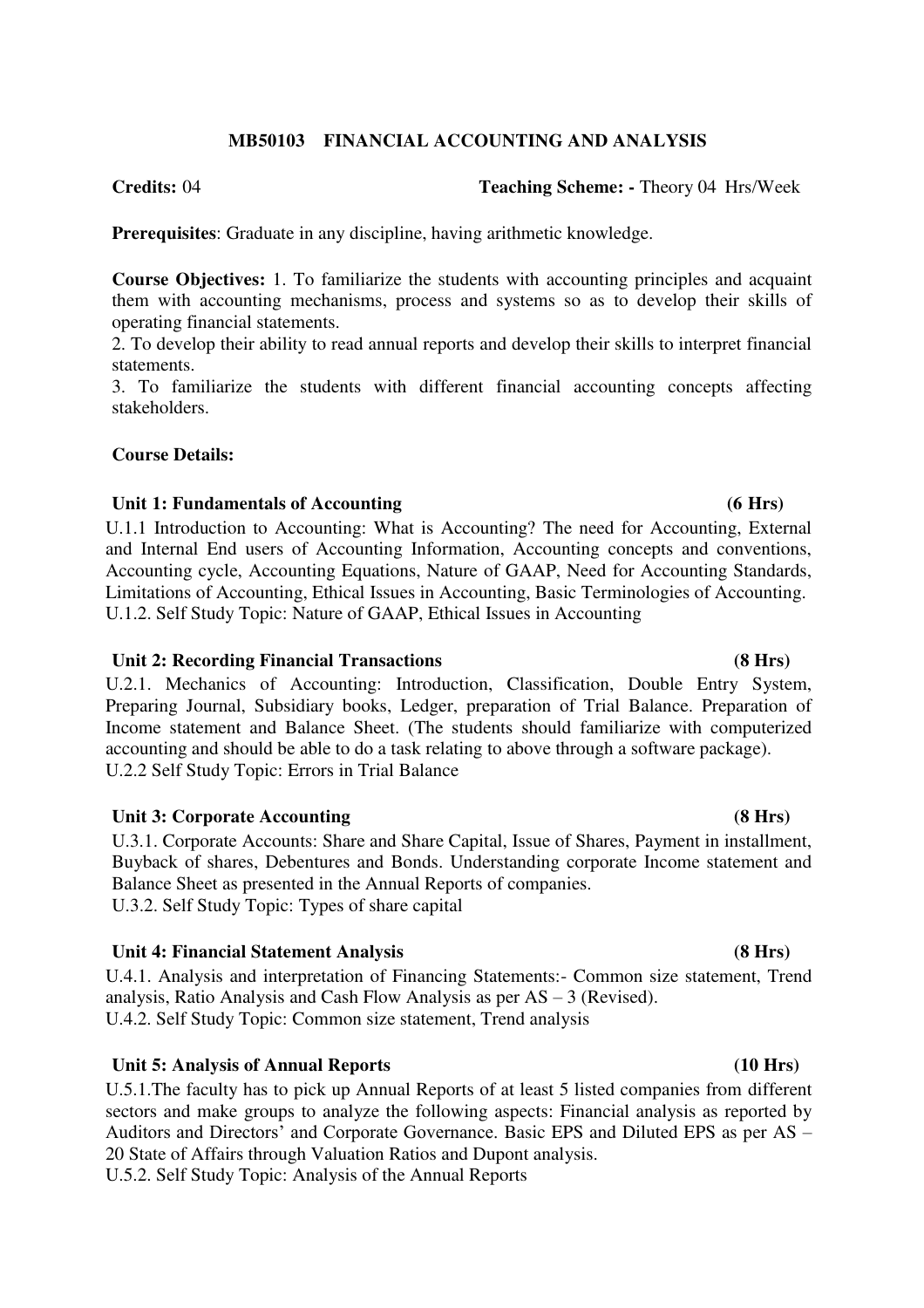## MB50103 FINANCIAL ACCOUNTING AND ANALYSIS

**Credits:** 04 **Teaching Scheme: -** Theory 04 Hrs/Week

**Prerequisites**: Graduate in any discipline, having arithmetic knowledge.

**Course Objectives:** 1. To familiarize the students with accounting principles and acquaint them with accounting mechanisms, process and systems so as to develop their skills of operating financial statements.

2. To develop their ability to read annual reports and develop their skills to interpret financial statements.

3. To familiarize the students with different financial accounting concepts affecting stakeholders.

**Course Details:**

**Unit 1: Fundamentals of Accounting (6 Hrs)**

U.1.1 Introduction to Accounting: What is Accounting? The need for Accounting, External and Internal End users of Accounting Information, Accounting concepts and conventions, Accounting cycle, Accounting Equations, Nature of GAAP, Need for Accounting Standards, Limitations of Accounting, Ethical Issues in Accounting, Basic Terminologies of Accounting.

U.1.2. Self Study Topic: Nature of GAAP, Ethical Issues in Accounting

**Unit 2: Recording Financial Transactions (8 Hrs)**

U.2.1. Mechanics of Accounting: Introduction, Classification, Double Entry System, Preparing Journal, Subsidiary books, Ledger, preparation of Trial Balance. Preparation of Income statement and Balance Sheet. (The students should familiarize with computerized accounting and should be able to do a task relating to above through a software package).

U.2.2 Self Study Topic: Errors in Trial Balance

**Unit 3: Corporate Accounting (8 Hrs)**

U.3.1. Corporate Accounts: Share and Share Capital, Issue of Shares, Payment in installment, Buyback of shares, Debentures and Bonds. Understanding corporate Income statement and Balance Sheet as presented in the Annual Reports of companies.

U.3.2. Self Study Topic: Types of share capital

**Unit 4: Financial Statement Analysis (8 Hrs)**

U.4.1. Analysis and interpretation of Financing Statements:- Common size statement, Trend analysis, Ratio Analysis and Cash Flow Analysis as per AS – 3 (Revised).

U.4.2. Self Study Topic: Common size statement, Trend analysis

**Unit 5: Analysis of Annual Reports (10 Hrs)**

U.5.1.The faculty has to pick up Annual Reports of at least 5 listed companies from different sectors and make groups to analyze the following aspects: Financial analysis as reported by Auditors and Directors' and Corporate Governance. Basic EPS and Diluted EPS as per AS – 20 State of Affairs through Valuation Ratios and Dupont analysis.

U.5.2. Self Study Topic: Analysis of the Annual Reports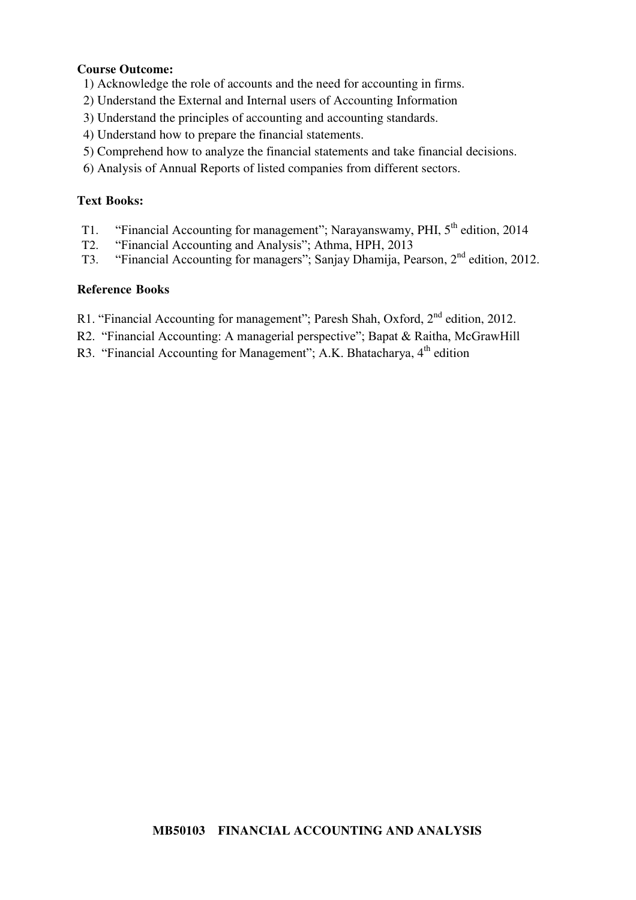**Course Outcome:**

1) Acknowledge the role of accounts and the need for accounting in firms.
2) Understand the External and Internal users of Accounting Information
3) Understand the principles of accounting and accounting standards.
4) Understand how to prepare the financial statements.
5) Comprehend how to analyze the financial statements and take financial decisions.
6) Analysis of Annual Reports of listed companies from different sectors.

**Text Books:**

- T1. "Financial Accounting for management"; Narayanswamy, PHI, 5th edition, 2014
- T2. "Financial Accounting and Analysis"; Athma, HPH, 2013
- T3. "Financial Accounting for managers"; Sanjay Dhamija, Pearson, 2nd edition, 2012.

**Reference Books**

- R1. "Financial Accounting for management"; Paresh Shah, Oxford, 2nd edition, 2012.
- R2. "Financial Accounting: A managerial perspective"; Bapat & Raitha, McGrawHill
- R3. "Financial Accounting for Management"; A.K. Bhatacharya, 4th edition

**MB50103 FINANCIAL ACCOUNTING AND ANALYSIS**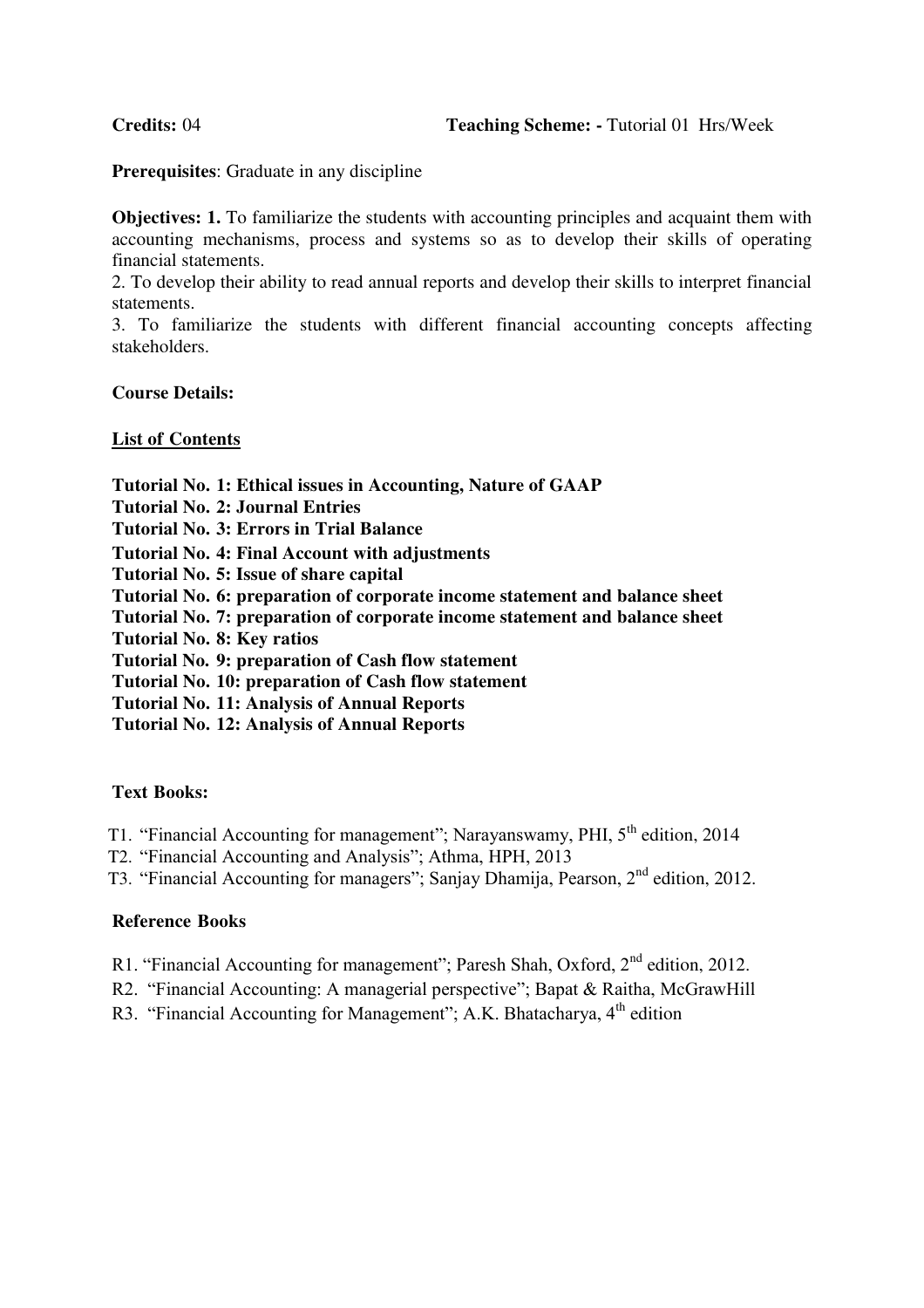**Credits:** 04 **Teaching Scheme: -** Tutorial 01 Hrs/Week

**Prerequisites**: Graduate in any discipline

**Objectives: 1.** To familiarize the students with accounting principles and acquaint them with accounting mechanisms, process and systems so as to develop their skills of operating financial statements.

2. To develop their ability to read annual reports and develop their skills to interpret financial statements.

3. To familiarize the students with different financial accounting concepts affecting stakeholders.

**Course Details:**

**List of Contents**

**Tutorial No. 1: Ethical issues in Accounting, Nature of GAAP**
**Tutorial No. 2: Journal Entries**
**Tutorial No. 3: Errors in Trial Balance**
**Tutorial No. 4: Final Account with adjustments**
**Tutorial No. 5: Issue of share capital**
**Tutorial No. 6: preparation of corporate income statement and balance sheet**
**Tutorial No. 7: preparation of corporate income statement and balance sheet**
**Tutorial No. 8: Key ratios**
**Tutorial No. 9: preparation of Cash flow statement**
**Tutorial No. 10: preparation of Cash flow statement**
**Tutorial No. 11: Analysis of Annual Reports**
**Tutorial No. 12: Analysis of Annual Reports**

**Text Books:**

T1. "Financial Accounting for management"; Narayanswamy, PHI, 5th edition, 2014
T2. "Financial Accounting and Analysis"; Athma, HPH, 2013
T3. "Financial Accounting for managers"; Sanjay Dhamija, Pearson, 2nd edition, 2012.

**Reference Books**

R1. "Financial Accounting for management"; Paresh Shah, Oxford, 2nd edition, 2012.
R2. "Financial Accounting: A managerial perspective"; Bapat & Raitha, McGrawHill
R3. "Financial Accounting for Management"; A.K. Bhatacharya, 4th edition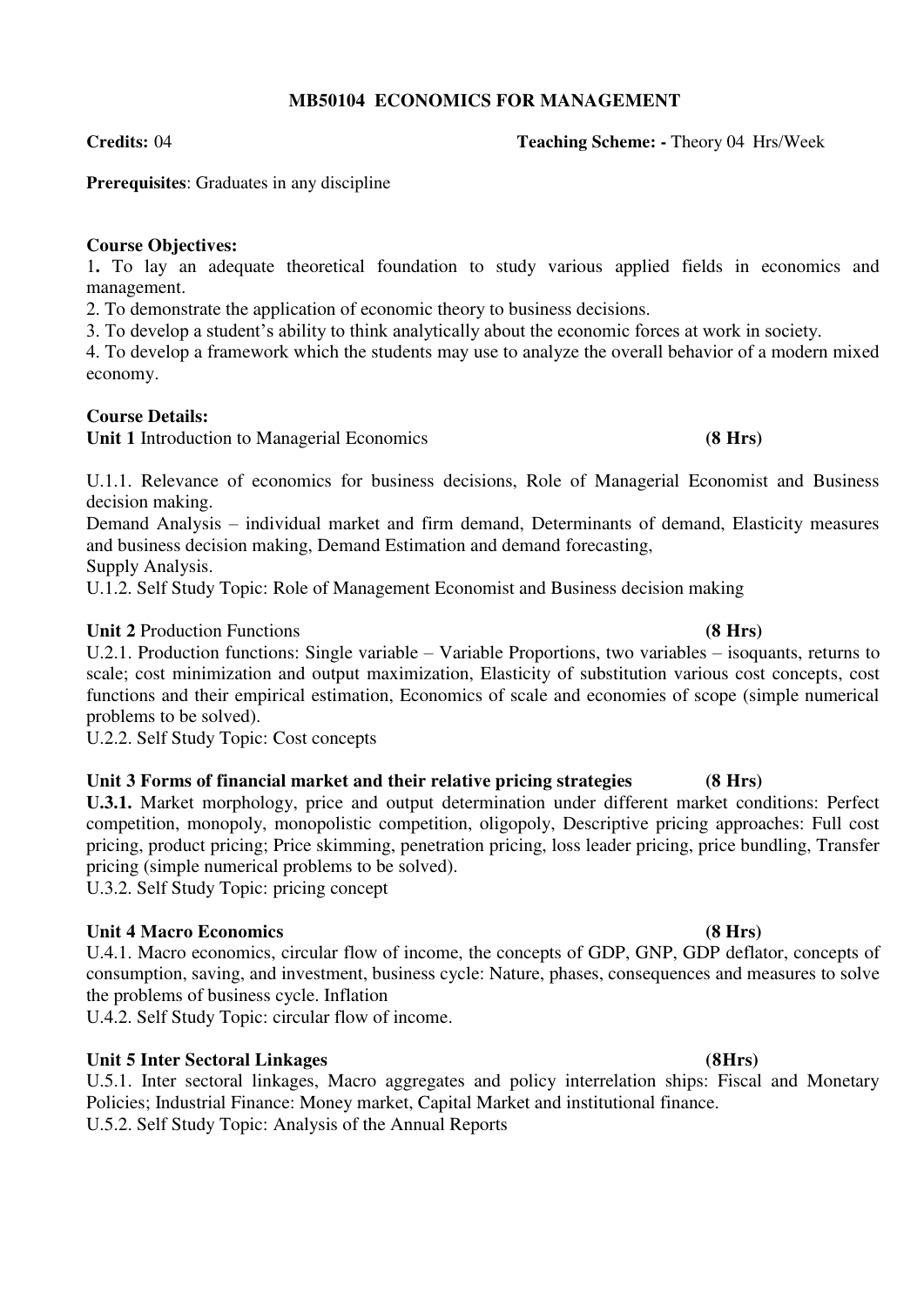# MB50104 ECONOMICS FOR MANAGEMENT

**Credits:** 04 **Teaching Scheme: -** Theory 04 Hrs/Week

**Prerequisites**: Graduates in any discipline

**Course Objectives:**

1. To lay an adequate theoretical foundation to study various applied fields in economics and management.
2. To demonstrate the application of economic theory to business decisions.
3. To develop a student's ability to think analytically about the economic forces at work in society.
4. To develop a framework which the students may use to analyze the overall behavior of a modern mixed economy.

**Course Details:**

**Unit 1** Introduction to Managerial Economics **(8 Hrs)**

U.1.1. Relevance of economics for business decisions, Role of Managerial Economist and Business decision making.
Demand Analysis – individual market and firm demand, Determinants of demand, Elasticity measures and business decision making, Demand Estimation and demand forecasting,
Supply Analysis.
U.1.2. Self Study Topic: Role of Management Economist and Business decision making

**Unit 2** Production Functions **(8 Hrs)**

U.2.1. Production functions: Single variable – Variable Proportions, two variables – isoquants, returns to scale; cost minimization and output maximization, Elasticity of substitution various cost concepts, cost functions and their empirical estimation, Economics of scale and economies of scope (simple numerical problems to be solved).
U.2.2. Self Study Topic: Cost concepts

**Unit 3 Forms of financial market and their relative pricing strategies (8 Hrs)**

**U.3.1.** Market morphology, price and output determination under different market conditions: Perfect competition, monopoly, monopolistic competition, oligopoly, Descriptive pricing approaches: Full cost pricing, product pricing; Price skimming, penetration pricing, loss leader pricing, price bundling, Transfer pricing (simple numerical problems to be solved).
U.3.2. Self Study Topic: pricing concept

**Unit 4 Macro Economics (8 Hrs)**

U.4.1. Macro economics, circular flow of income, the concepts of GDP, GNP, GDP deflator, concepts of consumption, saving, and investment, business cycle: Nature, phases, consequences and measures to solve the problems of business cycle. Inflation
U.4.2. Self Study Topic: circular flow of income.

**Unit 5 Inter Sectoral Linkages (8Hrs)**

U.5.1. Inter sectoral linkages, Macro aggregates and policy interrelation ships: Fiscal and Monetary Policies; Industrial Finance: Money market, Capital Market and institutional finance.
U.5.2. Self Study Topic: Analysis of the Annual Reports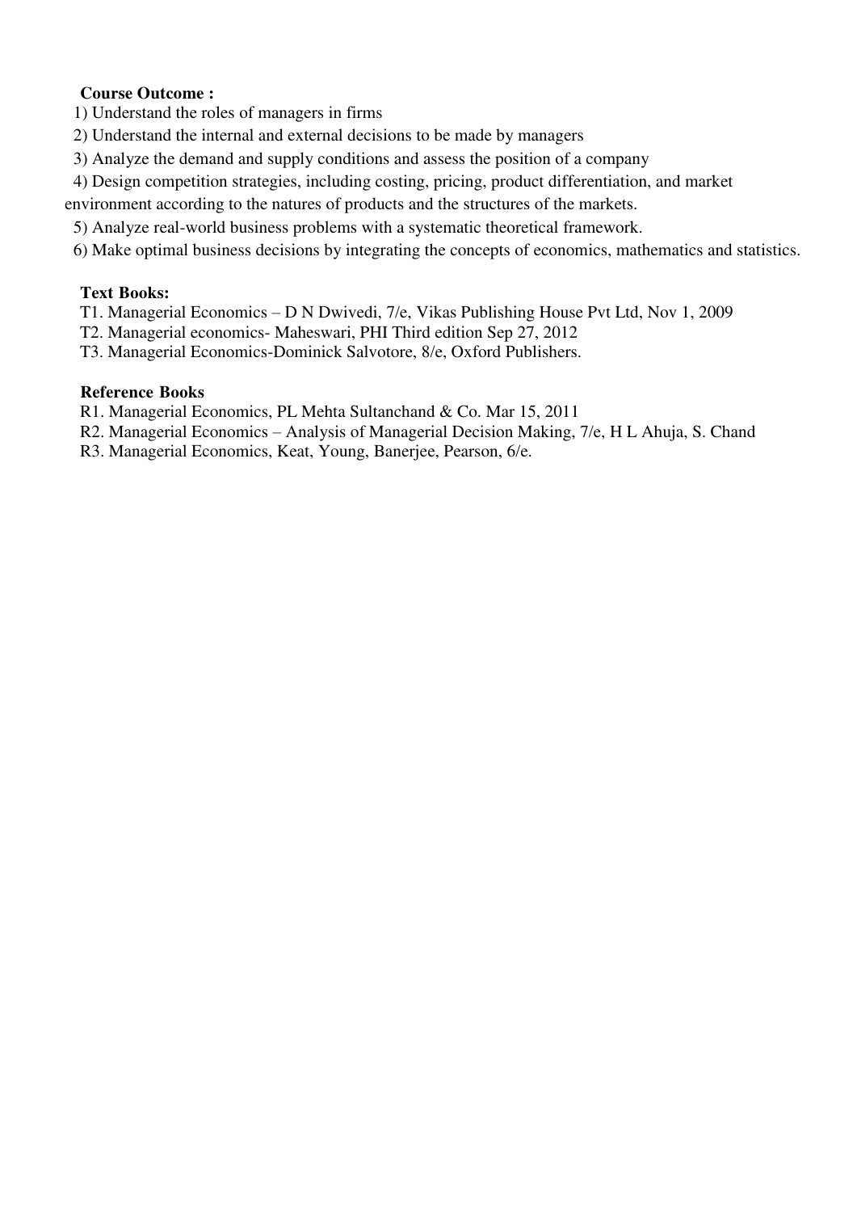**Course Outcome :**

1) Understand the roles of managers in firms
2) Understand the internal and external decisions to be made by managers
3) Analyze the demand and supply conditions and assess the position of a company
4) Design competition strategies, including costing, pricing, product differentiation, and market environment according to the natures of products and the structures of the markets.
5) Analyze real-world business problems with a systematic theoretical framework.
6) Make optimal business decisions by integrating the concepts of economics, mathematics and statistics.

**Text Books:**

T1. Managerial Economics – D N Dwivedi, 7/e, Vikas Publishing House Pvt Ltd, Nov 1, 2009
T2. Managerial economics- Maheswari, PHI Third edition Sep 27, 2012
T3. Managerial Economics-Dominick Salvotore, 8/e, Oxford Publishers.

**Reference Books**

R1. Managerial Economics, PL Mehta Sultanchand & Co. Mar 15, 2011
R2. Managerial Economics – Analysis of Managerial Decision Making, 7/e, H L Ahuja, S. Chand
R3. Managerial Economics, Keat, Young, Banerjee, Pearson, 6/e.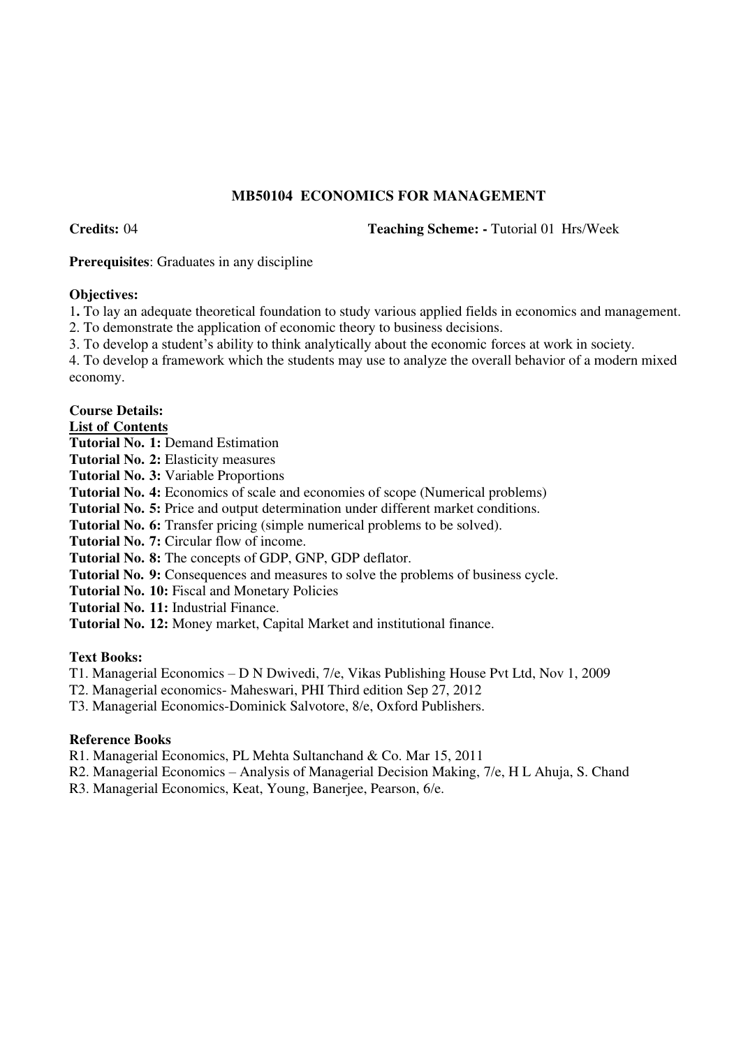## MB50104 ECONOMICS FOR MANAGEMENT

**Credits:** 04 **Teaching Scheme: -** Tutorial 01 Hrs/Week

**Prerequisites**: Graduates in any discipline

**Objectives:**

1. To lay an adequate theoretical foundation to study various applied fields in economics and management.
2. To demonstrate the application of economic theory to business decisions.
3. To develop a student's ability to think analytically about the economic forces at work in society.
4. To develop a framework which the students may use to analyze the overall behavior of a modern mixed economy.

**Course Details:**

**List of Contents**

**Tutorial No. 1:** Demand Estimation
**Tutorial No. 2:** Elasticity measures
**Tutorial No. 3:** Variable Proportions
**Tutorial No. 4:** Economics of scale and economies of scope (Numerical problems)
**Tutorial No. 5:** Price and output determination under different market conditions.
**Tutorial No. 6:** Transfer pricing (simple numerical problems to be solved).
**Tutorial No. 7:** Circular flow of income.
**Tutorial No. 8:** The concepts of GDP, GNP, GDP deflator.
**Tutorial No. 9:** Consequences and measures to solve the problems of business cycle.
**Tutorial No. 10:** Fiscal and Monetary Policies
**Tutorial No. 11:** Industrial Finance.
**Tutorial No. 12:** Money market, Capital Market and institutional finance.

**Text Books:**

T1. Managerial Economics – D N Dwivedi, 7/e, Vikas Publishing House Pvt Ltd, Nov 1, 2009
T2. Managerial economics- Maheswari, PHI Third edition Sep 27, 2012
T3. Managerial Economics-Dominick Salvotore, 8/e, Oxford Publishers.

**Reference Books**

R1. Managerial Economics, PL Mehta Sultanchand & Co. Mar 15, 2011
R2. Managerial Economics – Analysis of Managerial Decision Making, 7/e, H L Ahuja, S. Chand
R3. Managerial Economics, Keat, Young, Banerjee, Pearson, 6/e.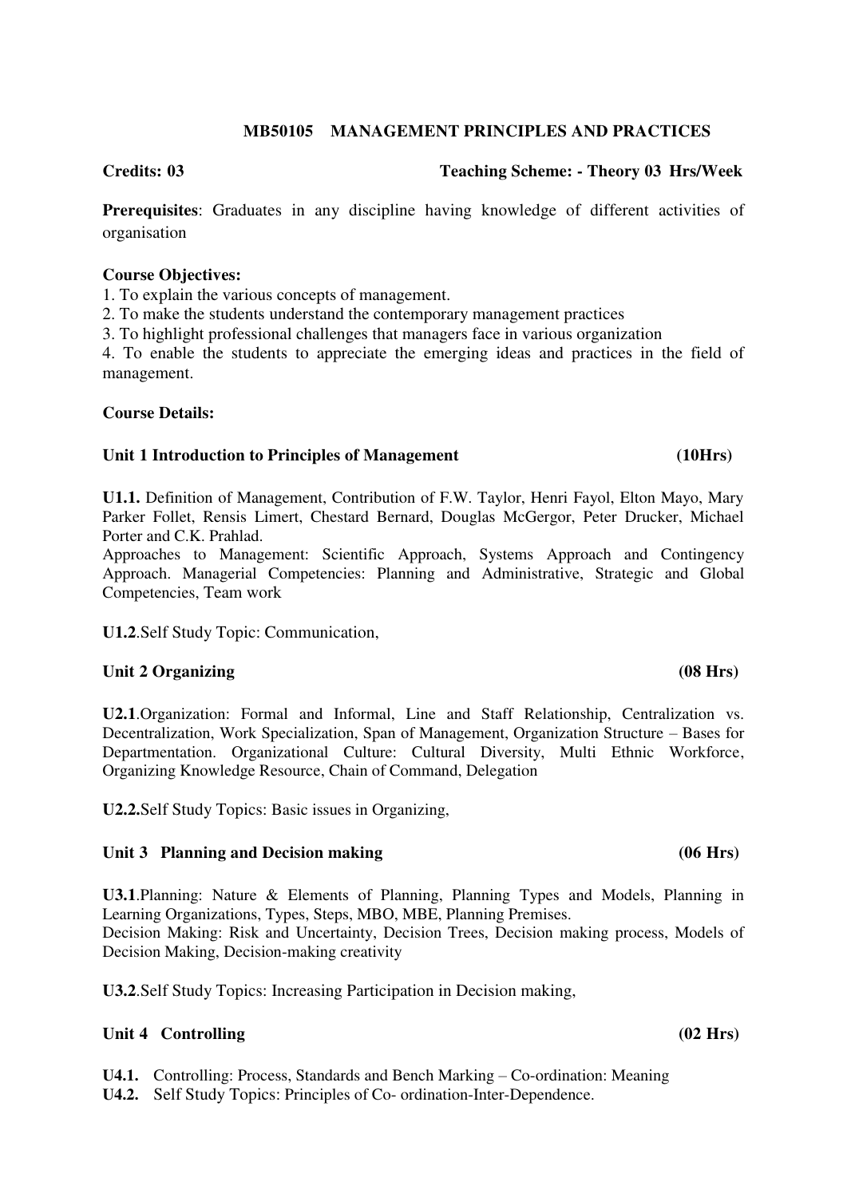## MB50105 MANAGEMENT PRINCIPLES AND PRACTICES

**Credits: 03** **Teaching Scheme: - Theory 03 Hrs/Week**

**Prerequisites**: Graduates in any discipline having knowledge of different activities of organisation

**Course Objectives:**

1. To explain the various concepts of management.
2. To make the students understand the contemporary management practices
3. To highlight professional challenges that managers face in various organization
4. To enable the students to appreciate the emerging ideas and practices in the field of management.

**Course Details:**

### Unit 1 Introduction to Principles of Management (10Hrs)

**U1.1.** Definition of Management, Contribution of F.W. Taylor, Henri Fayol, Elton Mayo, Mary Parker Follet, Rensis Limert, Chestard Bernard, Douglas McGergor, Peter Drucker, Michael Porter and C.K. Prahlad.

Approaches to Management: Scientific Approach, Systems Approach and Contingency Approach. Managerial Competencies: Planning and Administrative, Strategic and Global Competencies, Team work

**U1.2**.Self Study Topic: Communication,

### Unit 2 Organizing (08 Hrs)

**U2.1**.Organization: Formal and Informal, Line and Staff Relationship, Centralization vs. Decentralization, Work Specialization, Span of Management, Organization Structure – Bases for Departmentation. Organizational Culture: Cultural Diversity, Multi Ethnic Workforce, Organizing Knowledge Resource, Chain of Command, Delegation

**U2.2.**Self Study Topics: Basic issues in Organizing,

### Unit 3 Planning and Decision making (06 Hrs)

**U3.1**.Planning: Nature & Elements of Planning, Planning Types and Models, Planning in Learning Organizations, Types, Steps, MBO, MBE, Planning Premises.

Decision Making: Risk and Uncertainty, Decision Trees, Decision making process, Models of Decision Making, Decision-making creativity

**U3.2**.Self Study Topics: Increasing Participation in Decision making,

### Unit 4 Controlling (02 Hrs)

**U4.1.** Controlling: Process, Standards and Bench Marking – Co-ordination: Meaning

**U4.2.** Self Study Topics: Principles of Co- ordination-Inter-Dependence.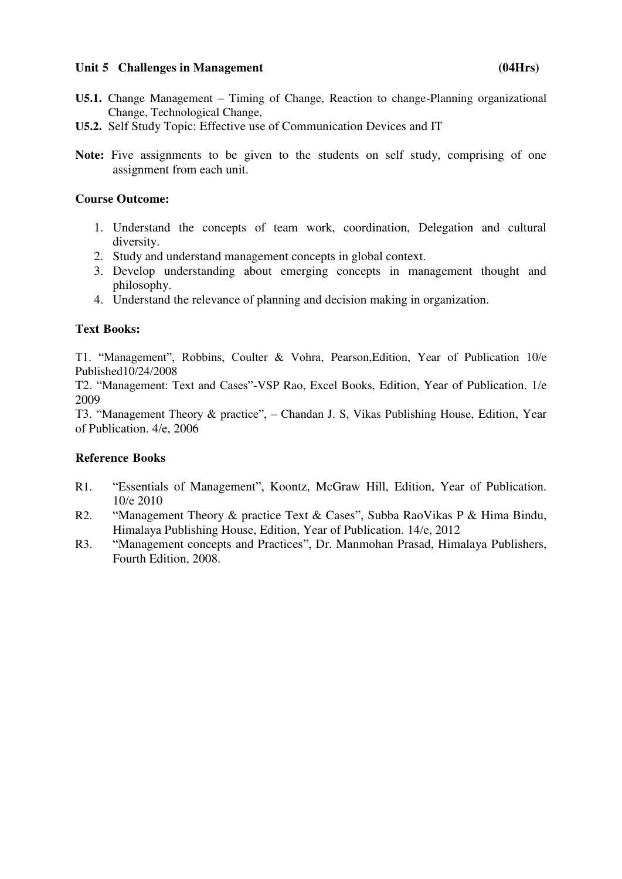**Unit 5 Challenges in Management (04Hrs)**

**U5.1.** Change Management – Timing of Change, Reaction to change-Planning organizational Change, Technological Change,

**U5.2.** Self Study Topic: Effective use of Communication Devices and IT

**Note:** Five assignments to be given to the students on self study, comprising of one assignment from each unit.

**Course Outcome:**

1. Understand the concepts of team work, coordination, Delegation and cultural diversity.
2. Study and understand management concepts in global context.
3. Develop understanding about emerging concepts in management thought and philosophy.
4. Understand the relevance of planning and decision making in organization.

**Text Books:**

T1. "Management", Robbins, Coulter & Vohra, Pearson,Edition, Year of Publication 10/e Published10/24/2008

T2. "Management: Text and Cases"-VSP Rao, Excel Books, Edition, Year of Publication. 1/e 2009

T3. "Management Theory & practice", – Chandan J. S, Vikas Publishing House, Edition, Year of Publication. 4/e, 2006

**Reference Books**

R1. "Essentials of Management", Koontz, McGraw Hill, Edition, Year of Publication. 10/e 2010

R2. "Management Theory & practice Text & Cases", Subba RaoVikas P & Hima Bindu, Himalaya Publishing House, Edition, Year of Publication. 14/e, 2012

R3. "Management concepts and Practices", Dr. Manmohan Prasad, Himalaya Publishers, Fourth Edition, 2008.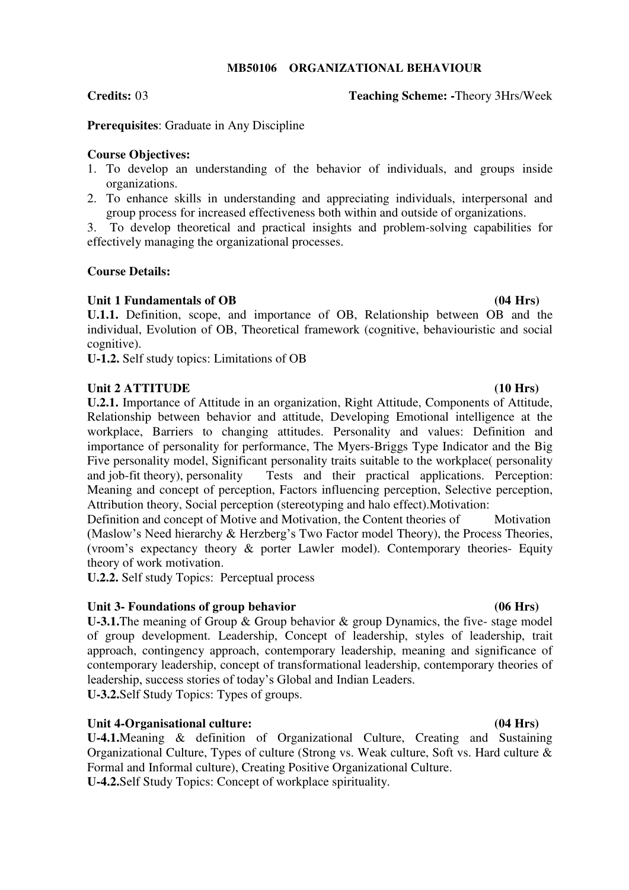**MB50106 ORGANIZATIONAL BEHAVIOUR**

**Credits:** 03 **Teaching Scheme: -**Theory 3Hrs/Week

**Prerequisites**: Graduate in Any Discipline

**Course Objectives:**

1. To develop an understanding of the behavior of individuals, and groups inside organizations.
2. To enhance skills in understanding and appreciating individuals, interpersonal and group process for increased effectiveness both within and outside of organizations.
3. To develop theoretical and practical insights and problem-solving capabilities for effectively managing the organizational processes.

**Course Details:**

**Unit 1 Fundamentals of OB (04 Hrs)**

**U.1.1.** Definition, scope, and importance of OB, Relationship between OB and the individual, Evolution of OB, Theoretical framework (cognitive, behaviouristic and social cognitive).

**U-1.2.** Self study topics: Limitations of OB

**Unit 2 ATTITUDE (10 Hrs)**

**U.2.1.** Importance of Attitude in an organization, Right Attitude, Components of Attitude, Relationship between behavior and attitude, Developing Emotional intelligence at the workplace, Barriers to changing attitudes. Personality and values: Definition and importance of personality for performance, The Myers-Briggs Type Indicator and the Big Five personality model, Significant personality traits suitable to the workplace( personality and job-fit theory), personality Tests and their practical applications. Perception: Meaning and concept of perception, Factors influencing perception, Selective perception, Attribution theory, Social perception (stereotyping and halo effect).Motivation: Definition and concept of Motive and Motivation, the Content theories of Motivation (Maslow's Need hierarchy & Herzberg's Two Factor model Theory), the Process Theories, (vroom's expectancy theory & porter Lawler model). Contemporary theories- Equity theory of work motivation.

**U.2.2.** Self study Topics: Perceptual process

**Unit 3- Foundations of group behavior (06 Hrs)**

**U-3.1.**The meaning of Group & Group behavior & group Dynamics, the five- stage model of group development. Leadership, Concept of leadership, styles of leadership, trait approach, contingency approach, contemporary leadership, meaning and significance of contemporary leadership, concept of transformational leadership, contemporary theories of leadership, success stories of today's Global and Indian Leaders.

**U-3.2.**Self Study Topics: Types of groups.

**Unit 4-Organisational culture: (04 Hrs)**

**U-4.1.**Meaning & definition of Organizational Culture, Creating and Sustaining Organizational Culture, Types of culture (Strong vs. Weak culture, Soft vs. Hard culture & Formal and Informal culture), Creating Positive Organizational Culture.

**U-4.2.**Self Study Topics: Concept of workplace spirituality.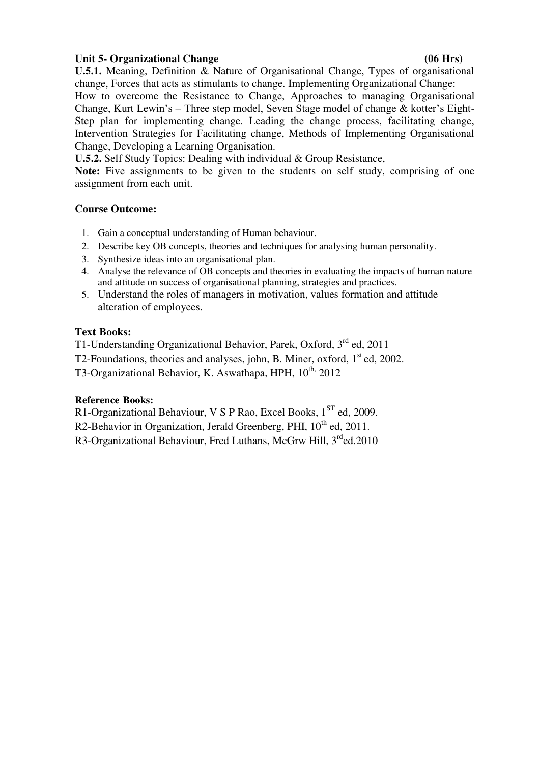**Unit 5- Organizational Change (06 Hrs)**

**U.5.1.** Meaning, Definition & Nature of Organisational Change, Types of organisational change, Forces that acts as stimulants to change. Implementing Organizational Change: How to overcome the Resistance to Change, Approaches to managing Organisational Change, Kurt Lewin's – Three step model, Seven Stage model of change & kotter's Eight-Step plan for implementing change. Leading the change process, facilitating change, Intervention Strategies for Facilitating change, Methods of Implementing Organisational Change, Developing a Learning Organisation.

**U.5.2.** Self Study Topics: Dealing with individual & Group Resistance,

**Note:** Five assignments to be given to the students on self study, comprising of one assignment from each unit.

**Course Outcome:**

1. Gain a conceptual understanding of Human behaviour.
2. Describe key OB concepts, theories and techniques for analysing human personality.
3. Synthesize ideas into an organisational plan.
4. Analyse the relevance of OB concepts and theories in evaluating the impacts of human nature and attitude on success of organisational planning, strategies and practices.
5. Understand the roles of managers in motivation, values formation and attitude alteration of employees.

**Text Books:**

T1-Understanding Organizational Behavior, Parek, Oxford, 3rd ed, 2011

T2-Foundations, theories and analyses, john, B. Miner, oxford, 1st ed, 2002.

T3-Organizational Behavior, K. Aswathapa, HPH, 10th, 2012

**Reference Books:**

R1-Organizational Behaviour, V S P Rao, Excel Books, 1ST ed, 2009.

R2-Behavior in Organization, Jerald Greenberg, PHI, 10th ed, 2011.

R3-Organizational Behaviour, Fred Luthans, McGrw Hill, 3rd ed.2010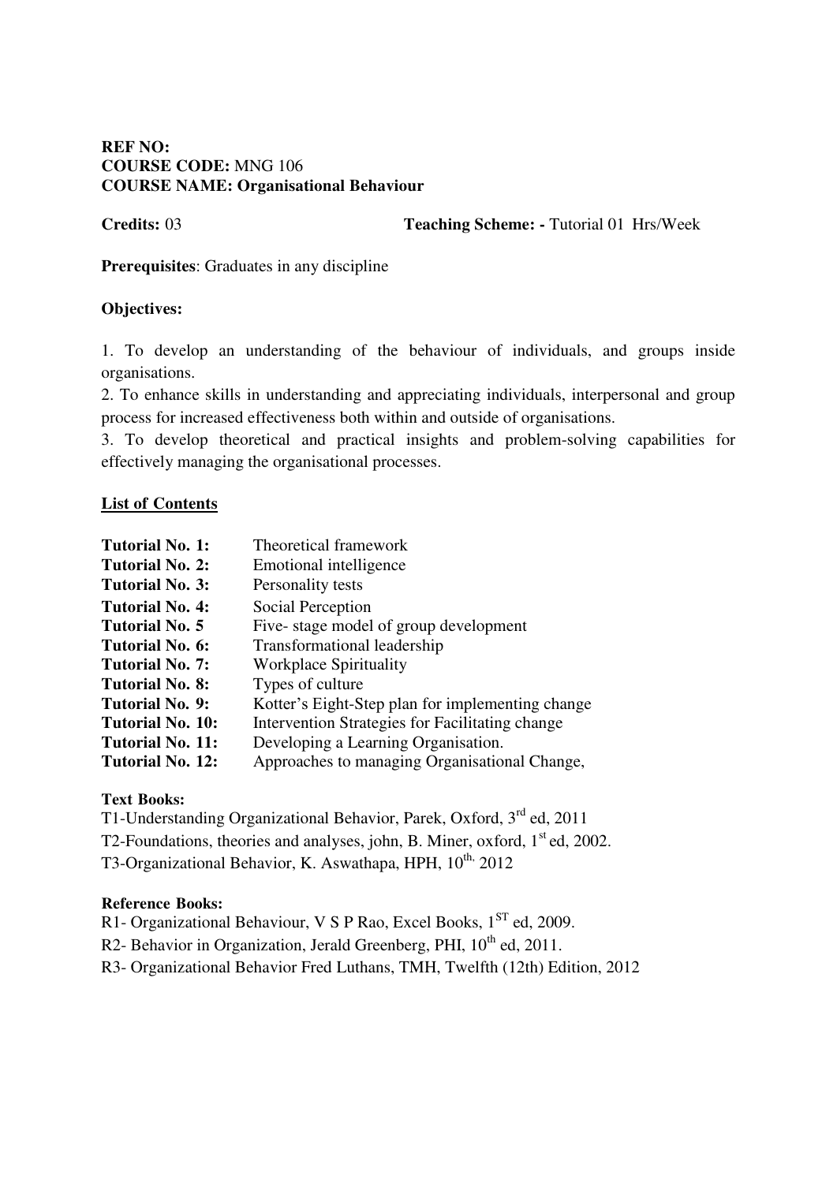**REF NO:**
**COURSE CODE:** MNG 106
**COURSE NAME: Organisational Behaviour**

**Credits:** 03 **Teaching Scheme: -** Tutorial 01 Hrs/Week

**Prerequisites**: Graduates in any discipline

**Objectives:**

1. To develop an understanding of the behaviour of individuals, and groups inside organisations.
2. To enhance skills in understanding and appreciating individuals, interpersonal and group process for increased effectiveness both within and outside of organisations.
3. To develop theoretical and practical insights and problem-solving capabilities for effectively managing the organisational processes.

**List of Contents**

**Tutorial No. 1:** Theoretical framework
**Tutorial No. 2:** Emotional intelligence
**Tutorial No. 3:** Personality tests
**Tutorial No. 4:** Social Perception
**Tutorial No. 5** Five- stage model of group development
**Tutorial No. 6:** Transformational leadership
**Tutorial No. 7:** Workplace Spirituality
**Tutorial No. 8:** Types of culture
**Tutorial No. 9:** Kotter's Eight-Step plan for implementing change
**Tutorial No. 10:** Intervention Strategies for Facilitating change
**Tutorial No. 11:** Developing a Learning Organisation.
**Tutorial No. 12:** Approaches to managing Organisational Change,

**Text Books:**
T1-Understanding Organizational Behavior, Parek, Oxford, 3rd ed, 2011
T2-Foundations, theories and analyses, john, B. Miner, oxford, 1st ed, 2002.
T3-Organizational Behavior, K. Aswathapa, HPH, 10th, 2012

**Reference Books:**
R1- Organizational Behaviour, V S P Rao, Excel Books, 1ST ed, 2009.
R2- Behavior in Organization, Jerald Greenberg, PHI, 10th ed, 2011.
R3- Organizational Behavior Fred Luthans, TMH, Twelfth (12th) Edition, 2012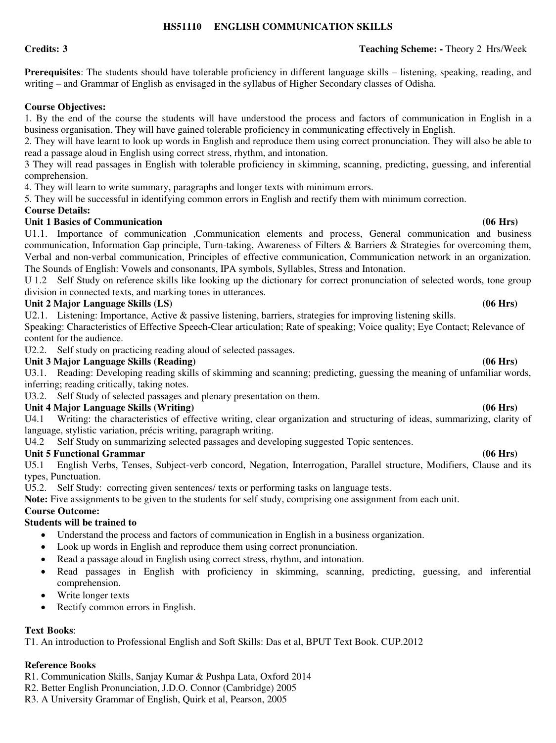# HS51110 ENGLISH COMMUNICATION SKILLS

**Credits: 3** **Teaching Scheme: -** Theory 2 Hrs/Week

**Prerequisites**: The students should have tolerable proficiency in different language skills – listening, speaking, reading, and writing – and Grammar of English as envisaged in the syllabus of Higher Secondary classes of Odisha.

**Course Objectives:**

1. By the end of the course the students will have understood the process and factors of communication in English in a business organisation. They will have gained tolerable proficiency in communicating effectively in English.
2. They will have learnt to look up words in English and reproduce them using correct pronunciation. They will also be able to read a passage aloud in English using correct stress, rhythm, and intonation.
3 They will read passages in English with tolerable proficiency in skimming, scanning, predicting, guessing, and inferential comprehension.
4. They will learn to write summary, paragraphs and longer texts with minimum errors.
5. They will be successful in identifying common errors in English and rectify them with minimum correction.

**Course Details:**

**Unit 1 Basics of Communication (06 Hrs)**

U1.1. Importance of communication ,Communication elements and process, General communication and business communication, Information Gap principle, Turn-taking, Awareness of Filters & Barriers & Strategies for overcoming them, Verbal and non-verbal communication, Principles of effective communication, Communication network in an organization. The Sounds of English: Vowels and consonants, IPA symbols, Syllables, Stress and Intonation.

U 1.2 Self Study on reference skills like looking up the dictionary for correct pronunciation of selected words, tone group division in connected texts, and marking tones in utterances.

**Unit 2 Major Language Skills (LS) (06 Hrs)**

U2.1. Listening: Importance, Active & passive listening, barriers, strategies for improving listening skills.
Speaking: Characteristics of Effective Speech-Clear articulation; Rate of speaking; Voice quality; Eye Contact; Relevance of content for the audience.

U2.2. Self study on practicing reading aloud of selected passages.

**Unit 3 Major Language Skills (Reading) (06 Hrs)**

U3.1. Reading: Developing reading skills of skimming and scanning; predicting, guessing the meaning of unfamiliar words, inferring; reading critically, taking notes.

U3.2. Self Study of selected passages and plenary presentation on them.

**Unit 4 Major Language Skills (Writing) (06 Hrs)**

U4.1 Writing: the characteristics of effective writing, clear organization and structuring of ideas, summarizing, clarity of language, stylistic variation, précis writing, paragraph writing.

U4.2 Self Study on summarizing selected passages and developing suggested Topic sentences.

**Unit 5 Functional Grammar (06 Hrs)**

U5.1 English Verbs, Tenses, Subject-verb concord, Negation, Interrogation, Parallel structure, Modifiers, Clause and its types, Punctuation.

U5.2. Self Study: correcting given sentences/ texts or performing tasks on language tests.

**Note:** Five assignments to be given to the students for self study, comprising one assignment from each unit.

**Course Outcome:**

**Students will be trained to**

- Understand the process and factors of communication in English in a business organization.
- Look up words in English and reproduce them using correct pronunciation.
- Read a passage aloud in English using correct stress, rhythm, and intonation.
- Read passages in English with proficiency in skimming, scanning, predicting, guessing, and inferential comprehension.
- Write longer texts
- Rectify common errors in English.

**Text Books**:

T1. An introduction to Professional English and Soft Skills: Das et al, BPUT Text Book. CUP.2012

**Reference Books**

R1. Communication Skills, Sanjay Kumar & Pushpa Lata, Oxford 2014
R2. Better English Pronunciation, J.D.O. Connor (Cambridge) 2005
R3. A University Grammar of English, Quirk et al, Pearson, 2005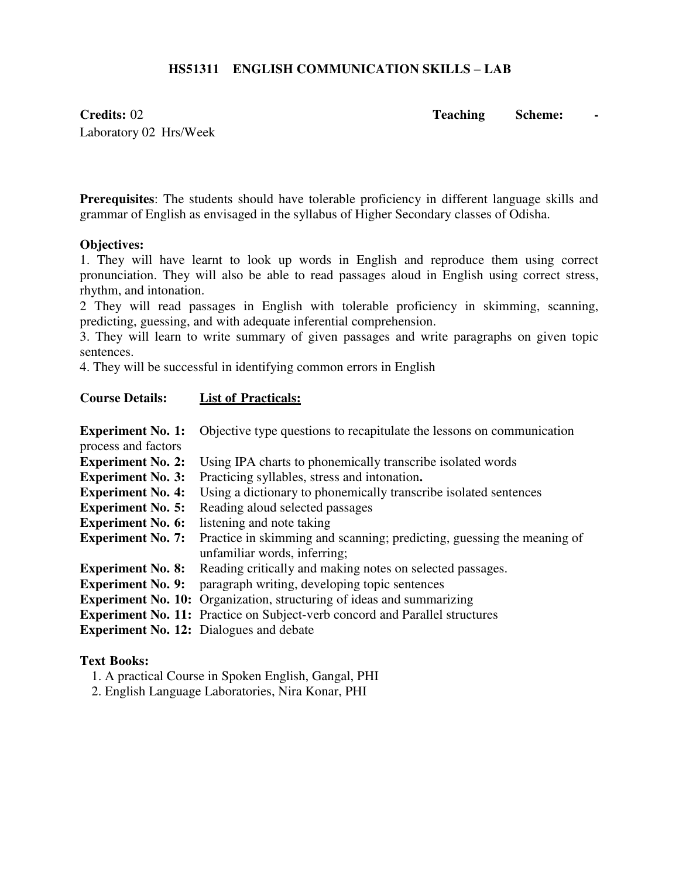## HS51311 ENGLISH COMMUNICATION SKILLS – LAB

**Credits:** 02 **Teaching Scheme:** -
Laboratory 02 Hrs/Week

**Prerequisites**: The students should have tolerable proficiency in different language skills and grammar of English as envisaged in the syllabus of Higher Secondary classes of Odisha.

**Objectives:**

1. They will have learnt to look up words in English and reproduce them using correct pronunciation. They will also be able to read passages aloud in English using correct stress, rhythm, and intonation.
2 They will read passages in English with tolerable proficiency in skimming, scanning, predicting, guessing, and with adequate inferential comprehension.
3. They will learn to write summary of given passages and write paragraphs on given topic sentences.
4. They will be successful in identifying common errors in English

**Course Details:** **List of Practicals:**

**Experiment No. 1:** Objective type questions to recapitulate the lessons on communication process and factors
**Experiment No. 2:** Using IPA charts to phonemically transcribe isolated words
**Experiment No. 3:** Practicing syllables, stress and intonation**.**
**Experiment No. 4:** Using a dictionary to phonemically transcribe isolated sentences
**Experiment No. 5:** Reading aloud selected passages
**Experiment No. 6:** listening and note taking
**Experiment No. 7:** Practice in skimming and scanning; predicting, guessing the meaning of unfamiliar words, inferring;
**Experiment No. 8:** Reading critically and making notes on selected passages.
**Experiment No. 9:** paragraph writing, developing topic sentences
**Experiment No. 10:** Organization, structuring of ideas and summarizing
**Experiment No. 11:** Practice on Subject-verb concord and Parallel structures
**Experiment No. 12:** Dialogues and debate

**Text Books:**

1. A practical Course in Spoken English, Gangal, PHI
2. English Language Laboratories, Nira Konar, PHI